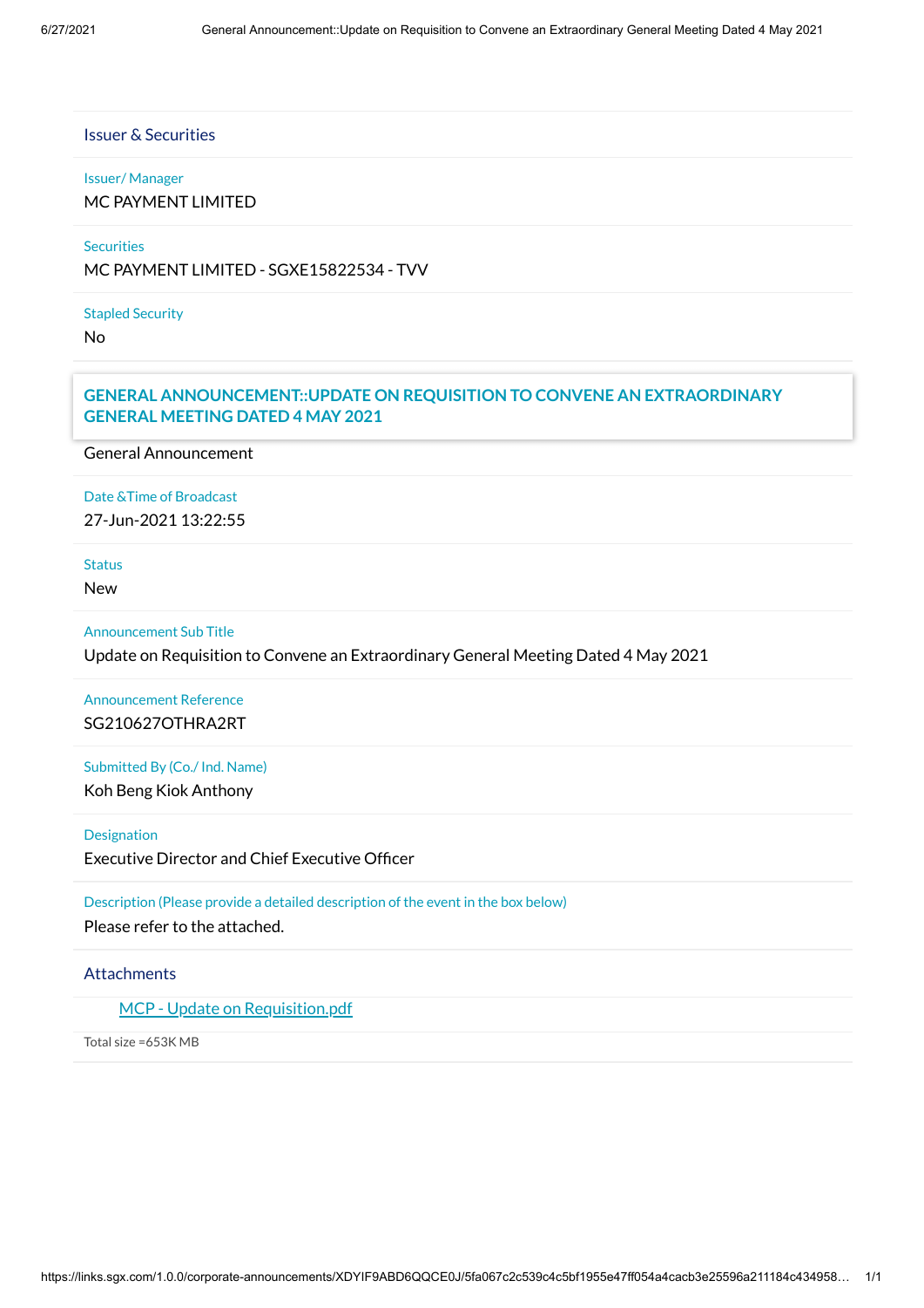## Issuer & Securities

**Issuer/ Manager**

MC PAYMENT LIMITED

**Securities**

MC PAYMENT LIMITED - SGXE15822534 - TVV

**Stapled Security**

No

## GENERAL ANNOUNCEMENT::UPDATE ON REQUISITION TO CONVENE AN EXTRAORDINARY GENERAL MEETING DATED 4 MAY 2021

General Announcement

**Date &Time of Broadcast**

27-Jun-2021 13:22:55

**Status**

New

**Announcement Sub Title**

Update on Requisition to Convene an Extraordinary General Meeting Dated 4 May 2021

**Announcement Reference**

SG210627OTHRA2RT

**Submitted By (Co./ Ind. Name)**

Koh Beng Kiok Anthony

**Designation**

Executive Director and Chief Executive Officer

**Description (Please provide a detailed description of the event in the box below)**

Please refer to the attached.

## Attachments

[MCP - Update on Requisition.pdf]

Total size =653K MB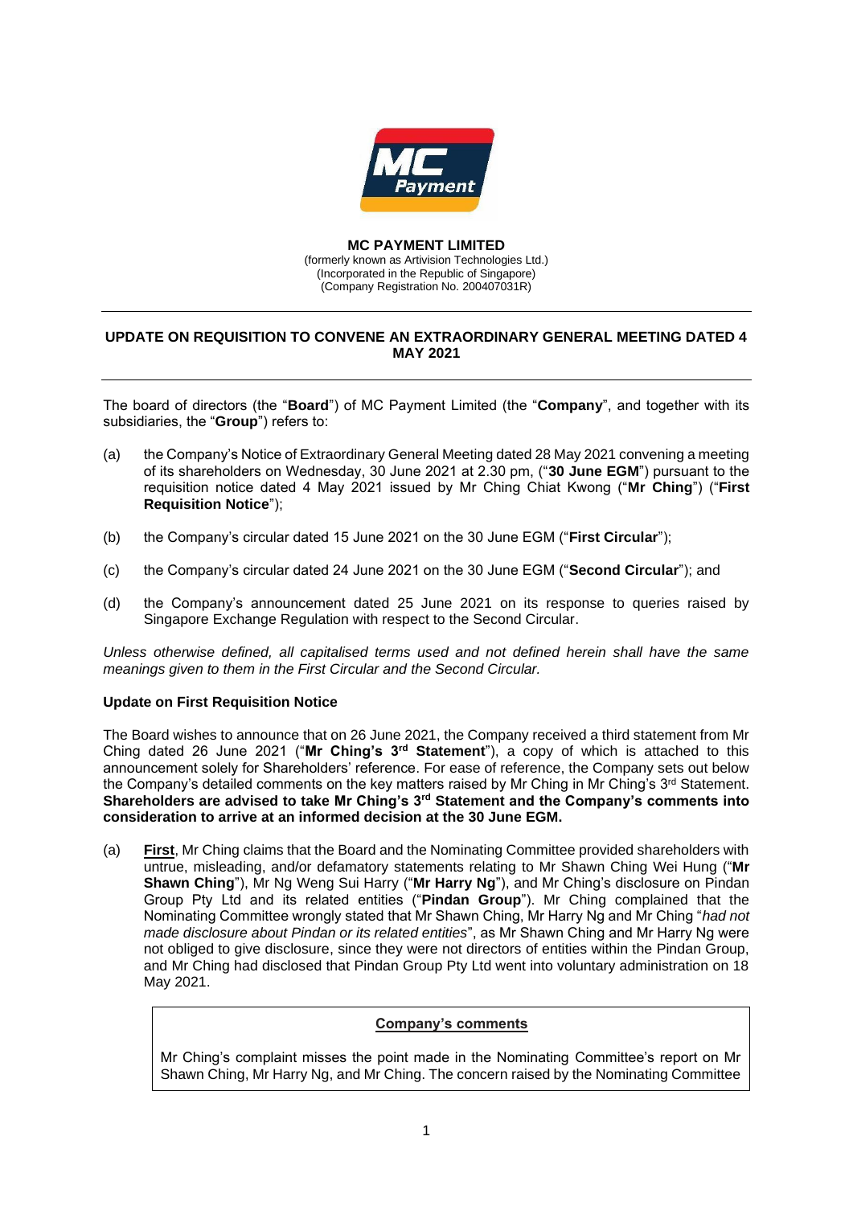**MC PAYMENT LIMITED**
(formerly known as Artivision Technologies Ltd.)
(Incorporated in the Republic of Singapore)
(Company Registration No. 200407031R)

---

**UPDATE ON REQUISITION TO CONVENE AN EXTRAORDINARY GENERAL MEETING DATED 4 MAY 2021**

---

The board of directors (the "**Board**") of MC Payment Limited (the "**Company**", and together with its subsidiaries, the "**Group**") refers to:

(a) the Company's Notice of Extraordinary General Meeting dated 28 May 2021 convening a meeting of its shareholders on Wednesday, 30 June 2021 at 2.30 pm, ("**30 June EGM**") pursuant to the requisition notice dated 4 May 2021 issued by Mr Ching Chiat Kwong ("**Mr Ching**") ("**First Requisition Notice**");

(b) the Company's circular dated 15 June 2021 on the 30 June EGM ("**First Circular**");

(c) the Company's circular dated 24 June 2021 on the 30 June EGM ("**Second Circular**"); and

(d) the Company's announcement dated 25 June 2021 on its response to queries raised by Singapore Exchange Regulation with respect to the Second Circular.

*Unless otherwise defined, all capitalised terms used and not defined herein shall have the same meanings given to them in the First Circular and the Second Circular.*

**Update on First Requisition Notice**

The Board wishes to announce that on 26 June 2021, the Company received a third statement from Mr Ching dated 26 June 2021 ("**Mr Ching's 3rd Statement**"), a copy of which is attached to this announcement solely for Shareholders' reference. For ease of reference, the Company sets out below the Company's detailed comments on the key matters raised by Mr Ching in Mr Ching's 3rd Statement. **Shareholders are advised to take Mr Ching's 3rd Statement and the Company's comments into consideration to arrive at an informed decision at the 30 June EGM.**

(a) **First**, Mr Ching claims that the Board and the Nominating Committee provided shareholders with untrue, misleading, and/or defamatory statements relating to Mr Shawn Ching Wei Hung ("**Mr Shawn Ching**"), Mr Ng Weng Sui Harry ("**Mr Harry Ng**"), and Mr Ching's disclosure on Pindan Group Pty Ltd and its related entities ("**Pindan Group**"). Mr Ching complained that the Nominating Committee wrongly stated that Mr Shawn Ching, Mr Harry Ng and Mr Ching "*had not made disclosure about Pindan or its related entities*", as Mr Shawn Ching and Mr Harry Ng were not obliged to give disclosure, since they were not directors of entities within the Pindan Group, and Mr Ching had disclosed that Pindan Group Pty Ltd went into voluntary administration on 18 May 2021.

**Company's comments**

Mr Ching's complaint misses the point made in the Nominating Committee's report on Mr Shawn Ching, Mr Harry Ng, and Mr Ching. The concern raised by the Nominating Committee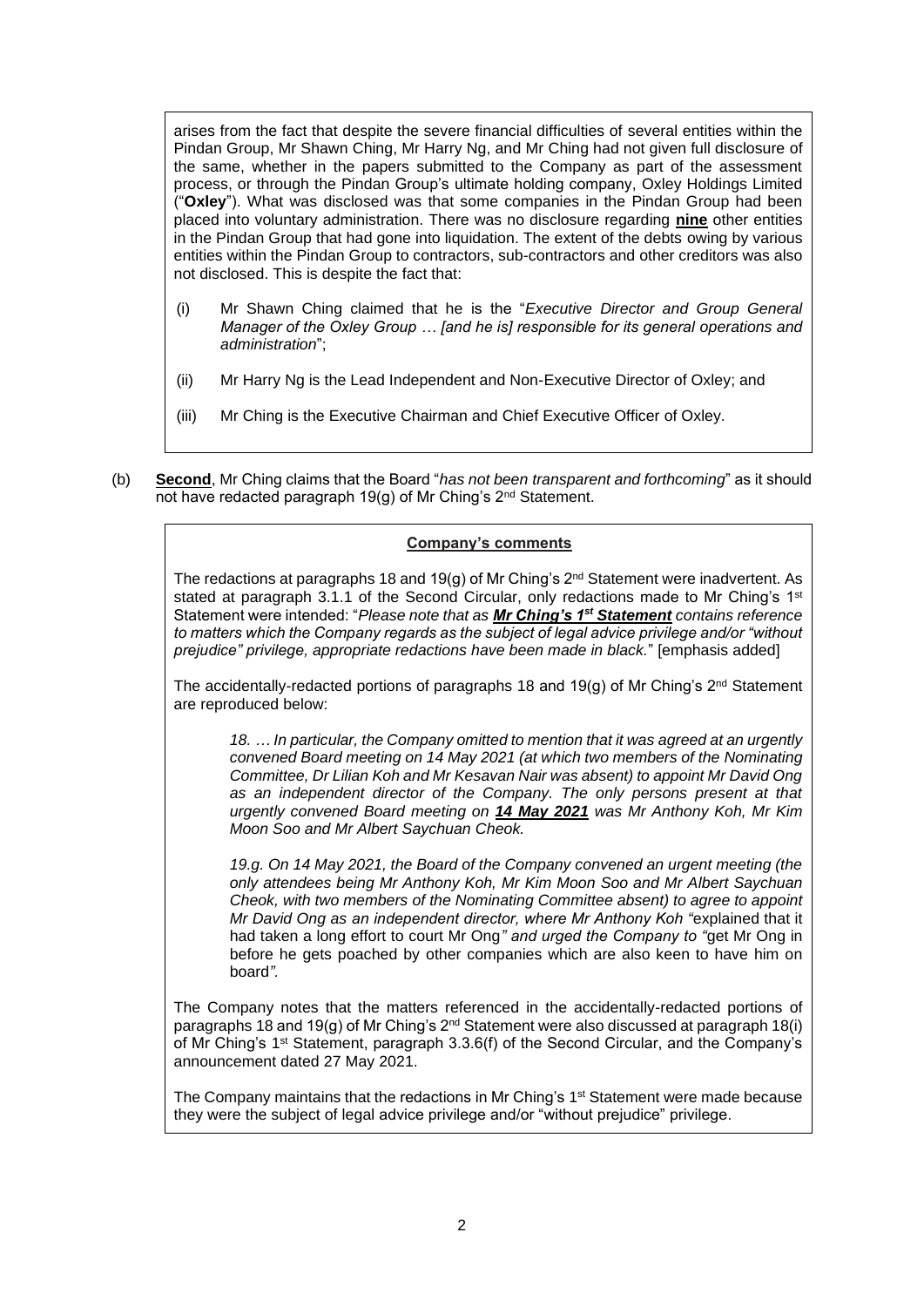arises from the fact that despite the severe financial difficulties of several entities within the Pindan Group, Mr Shawn Ching, Mr Harry Ng, and Mr Ching had not given full disclosure of the same, whether in the papers submitted to the Company as part of the assessment process, or through the Pindan Group's ultimate holding company, Oxley Holdings Limited ("**Oxley**"). What was disclosed was that some companies in the Pindan Group had been placed into voluntary administration. There was no disclosure regarding **nine** other entities in the Pindan Group that had gone into liquidation. The extent of the debts owing by various entities within the Pindan Group to contractors, sub-contractors and other creditors was also not disclosed. This is despite the fact that:

(i) Mr Shawn Ching claimed that he is the "*Executive Director and Group General Manager of the Oxley Group … [and he is] responsible for its general operations and administration*";

(ii) Mr Harry Ng is the Lead Independent and Non-Executive Director of Oxley; and

(iii) Mr Ching is the Executive Chairman and Chief Executive Officer of Oxley.

(b) **Second**, Mr Ching claims that the Board "*has not been transparent and forthcoming*" as it should not have redacted paragraph 19(g) of Mr Ching's 2nd Statement.

**Company's comments**

The redactions at paragraphs 18 and 19(g) of Mr Ching's 2nd Statement were inadvertent. As stated at paragraph 3.1.1 of the Second Circular, only redactions made to Mr Ching's 1st Statement were intended: "*Please note that as **Mr Ching's 1st Statement** contains reference to matters which the Company regards as the subject of legal advice privilege and/or "without prejudice" privilege, appropriate redactions have been made in black.*" [emphasis added]

The accidentally-redacted portions of paragraphs 18 and 19(g) of Mr Ching's 2nd Statement are reproduced below:

> *18. … In particular, the Company omitted to mention that it was agreed at an urgently convened Board meeting on 14 May 2021 (at which two members of the Nominating Committee, Dr Lilian Koh and Mr Kesavan Nair was absent) to appoint Mr David Ong as an independent director of the Company. The only persons present at that urgently convened Board meeting on **14 May 2021** was Mr Anthony Koh, Mr Kim Moon Soo and Mr Albert Saychuan Cheok.*
>
> *19.g. On 14 May 2021, the Board of the Company convened an urgent meeting (the only attendees being Mr Anthony Koh, Mr Kim Moon Soo and Mr Albert Saychuan Cheok, with two members of the Nominating Committee absent) to agree to appoint Mr David Ong as an independent director, where Mr Anthony Koh "*explained that it had taken a long effort to court Mr Ong*" and urged the Company to "*get Mr Ong in before he gets poached by other companies which are also keen to have him on board*".*

The Company notes that the matters referenced in the accidentally-redacted portions of paragraphs 18 and 19(g) of Mr Ching's 2nd Statement were also discussed at paragraph 18(i) of Mr Ching's 1st Statement, paragraph 3.3.6(f) of the Second Circular, and the Company's announcement dated 27 May 2021.

The Company maintains that the redactions in Mr Ching's 1st Statement were made because they were the subject of legal advice privilege and/or "without prejudice" privilege.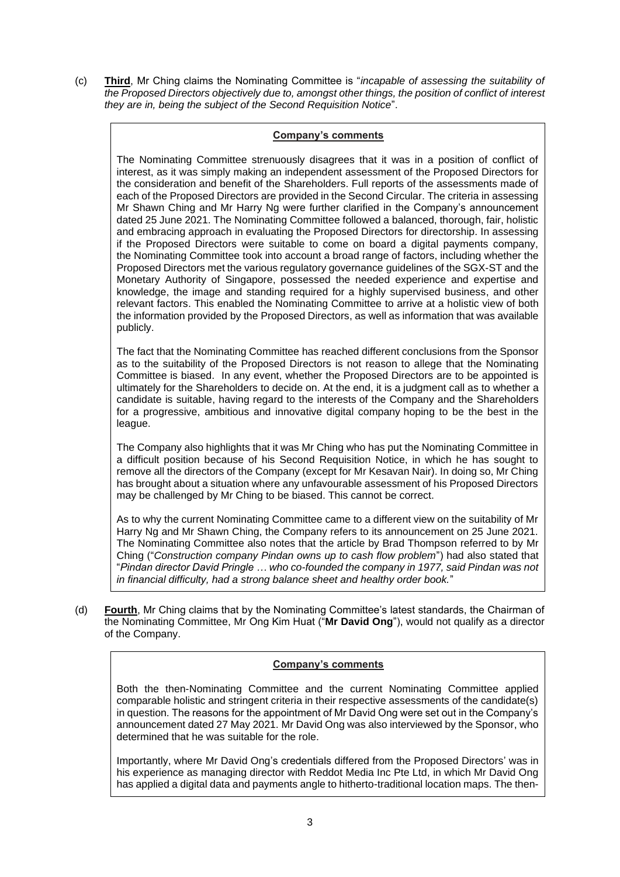(c) **Third**, Mr Ching claims the Nominating Committee is "*incapable of assessing the suitability of the Proposed Directors objectively due to, amongst other things, the position of conflict of interest they are in, being the subject of the Second Requisition Notice*".

> **<u>Company's comments</u>**
>
> The Nominating Committee strenuously disagrees that it was in a position of conflict of interest, as it was simply making an independent assessment of the Proposed Directors for the consideration and benefit of the Shareholders. Full reports of the assessments made of each of the Proposed Directors are provided in the Second Circular. The criteria in assessing Mr Shawn Ching and Mr Harry Ng were further clarified in the Company's announcement dated 25 June 2021. The Nominating Committee followed a balanced, thorough, fair, holistic and embracing approach in evaluating the Proposed Directors for directorship. In assessing if the Proposed Directors were suitable to come on board a digital payments company, the Nominating Committee took into account a broad range of factors, including whether the Proposed Directors met the various regulatory governance guidelines of the SGX-ST and the Monetary Authority of Singapore, possessed the needed experience and expertise and knowledge, the image and standing required for a highly supervised business, and other relevant factors. This enabled the Nominating Committee to arrive at a holistic view of both the information provided by the Proposed Directors, as well as information that was available publicly.
>
> The fact that the Nominating Committee has reached different conclusions from the Sponsor as to the suitability of the Proposed Directors is not reason to allege that the Nominating Committee is biased. In any event, whether the Proposed Directors are to be appointed is ultimately for the Shareholders to decide on. At the end, it is a judgment call as to whether a candidate is suitable, having regard to the interests of the Company and the Shareholders for a progressive, ambitious and innovative digital company hoping to be the best in the league.
>
> The Company also highlights that it was Mr Ching who has put the Nominating Committee in a difficult position because of his Second Requisition Notice, in which he has sought to remove all the directors of the Company (except for Mr Kesavan Nair). In doing so, Mr Ching has brought about a situation where any unfavourable assessment of his Proposed Directors may be challenged by Mr Ching to be biased. This cannot be correct.
>
> As to why the current Nominating Committee came to a different view on the suitability of Mr Harry Ng and Mr Shawn Ching, the Company refers to its announcement on 25 June 2021. The Nominating Committee also notes that the article by Brad Thompson referred to by Mr Ching ("*Construction company Pindan owns up to cash flow problem*") had also stated that "*Pindan director David Pringle … who co-founded the company in 1977, said Pindan was not in financial difficulty, had a strong balance sheet and healthy order book.*"

(d) **Fourth**, Mr Ching claims that by the Nominating Committee's latest standards, the Chairman of the Nominating Committee, Mr Ong Kim Huat ("**Mr David Ong**"), would not qualify as a director of the Company.

> **<u>Company's comments</u>**
>
> Both the then-Nominating Committee and the current Nominating Committee applied comparable holistic and stringent criteria in their respective assessments of the candidate(s) in question. The reasons for the appointment of Mr David Ong were set out in the Company's announcement dated 27 May 2021. Mr David Ong was also interviewed by the Sponsor, who determined that he was suitable for the role.
>
> Importantly, where Mr David Ong's credentials differed from the Proposed Directors' was in his experience as managing director with Reddot Media Inc Pte Ltd, in which Mr David Ong has applied a digital data and payments angle to hitherto-traditional location maps. The then-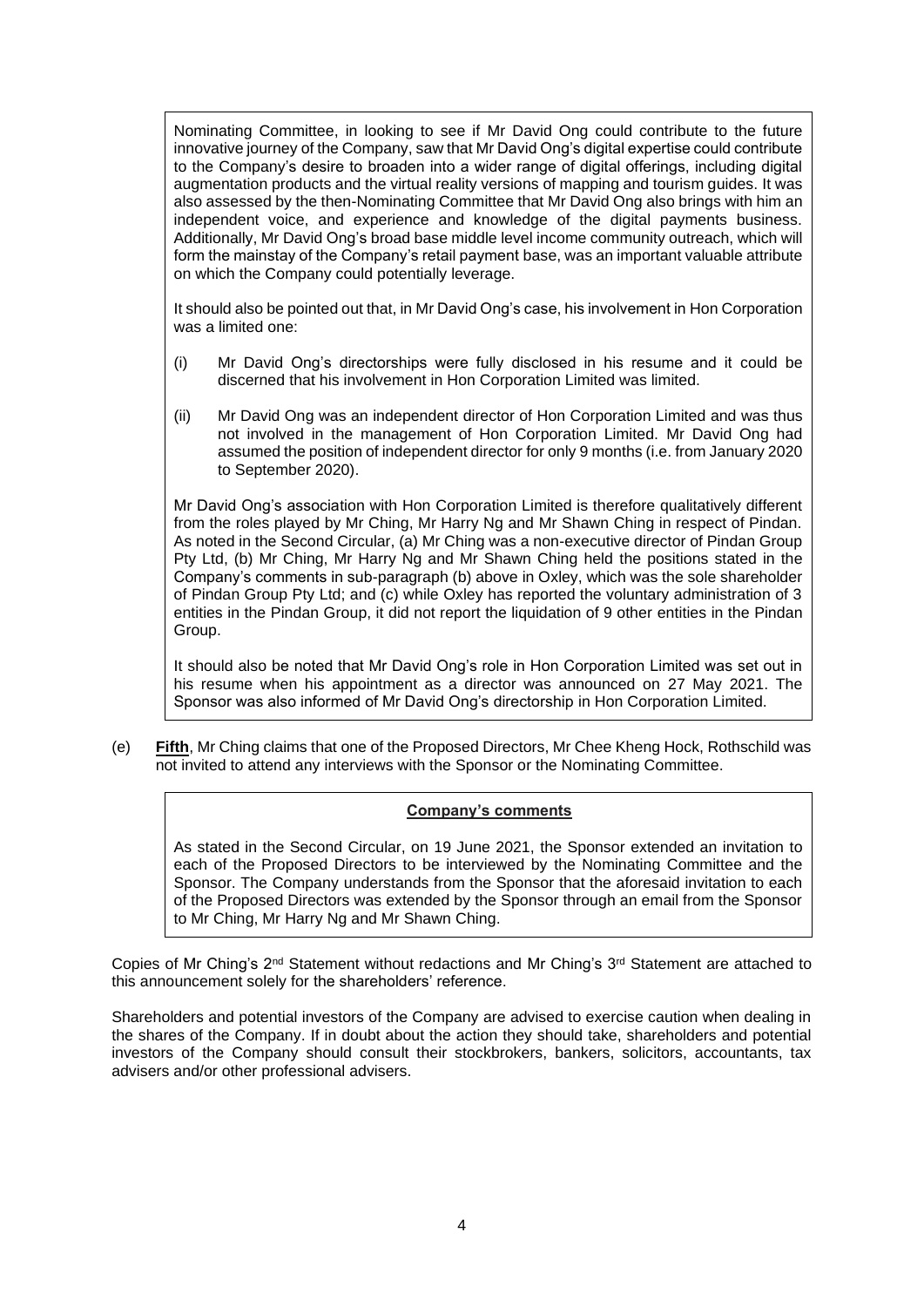Nominating Committee, in looking to see if Mr David Ong could contribute to the future innovative journey of the Company, saw that Mr David Ong's digital expertise could contribute to the Company's desire to broaden into a wider range of digital offerings, including digital augmentation products and the virtual reality versions of mapping and tourism guides. It was also assessed by the then-Nominating Committee that Mr David Ong also brings with him an independent voice, and experience and knowledge of the digital payments business. Additionally, Mr David Ong's broad base middle level income community outreach, which will form the mainstay of the Company's retail payment base, was an important valuable attribute on which the Company could potentially leverage.

It should also be pointed out that, in Mr David Ong's case, his involvement in Hon Corporation was a limited one:

(i) Mr David Ong's directorships were fully disclosed in his resume and it could be discerned that his involvement in Hon Corporation Limited was limited.

(ii) Mr David Ong was an independent director of Hon Corporation Limited and was thus not involved in the management of Hon Corporation Limited. Mr David Ong had assumed the position of independent director for only 9 months (i.e. from January 2020 to September 2020).

Mr David Ong's association with Hon Corporation Limited is therefore qualitatively different from the roles played by Mr Ching, Mr Harry Ng and Mr Shawn Ching in respect of Pindan. As noted in the Second Circular, (a) Mr Ching was a non-executive director of Pindan Group Pty Ltd, (b) Mr Ching, Mr Harry Ng and Mr Shawn Ching held the positions stated in the Company's comments in sub-paragraph (b) above in Oxley, which was the sole shareholder of Pindan Group Pty Ltd; and (c) while Oxley has reported the voluntary administration of 3 entities in the Pindan Group, it did not report the liquidation of 9 other entities in the Pindan Group.

It should also be noted that Mr David Ong's role in Hon Corporation Limited was set out in his resume when his appointment as a director was announced on 27 May 2021. The Sponsor was also informed of Mr David Ong's directorship in Hon Corporation Limited.

(e) **Fifth**, Mr Ching claims that one of the Proposed Directors, Mr Chee Kheng Hock, Rothschild was not invited to attend any interviews with the Sponsor or the Nominating Committee.

**Company's comments**

As stated in the Second Circular, on 19 June 2021, the Sponsor extended an invitation to each of the Proposed Directors to be interviewed by the Nominating Committee and the Sponsor. The Company understands from the Sponsor that the aforesaid invitation to each of the Proposed Directors was extended by the Sponsor through an email from the Sponsor to Mr Ching, Mr Harry Ng and Mr Shawn Ching.

Copies of Mr Ching's 2nd Statement without redactions and Mr Ching's 3rd Statement are attached to this announcement solely for the shareholders' reference.

Shareholders and potential investors of the Company are advised to exercise caution when dealing in the shares of the Company. If in doubt about the action they should take, shareholders and potential investors of the Company should consult their stockbrokers, bankers, solicitors, accountants, tax advisers and/or other professional advisers.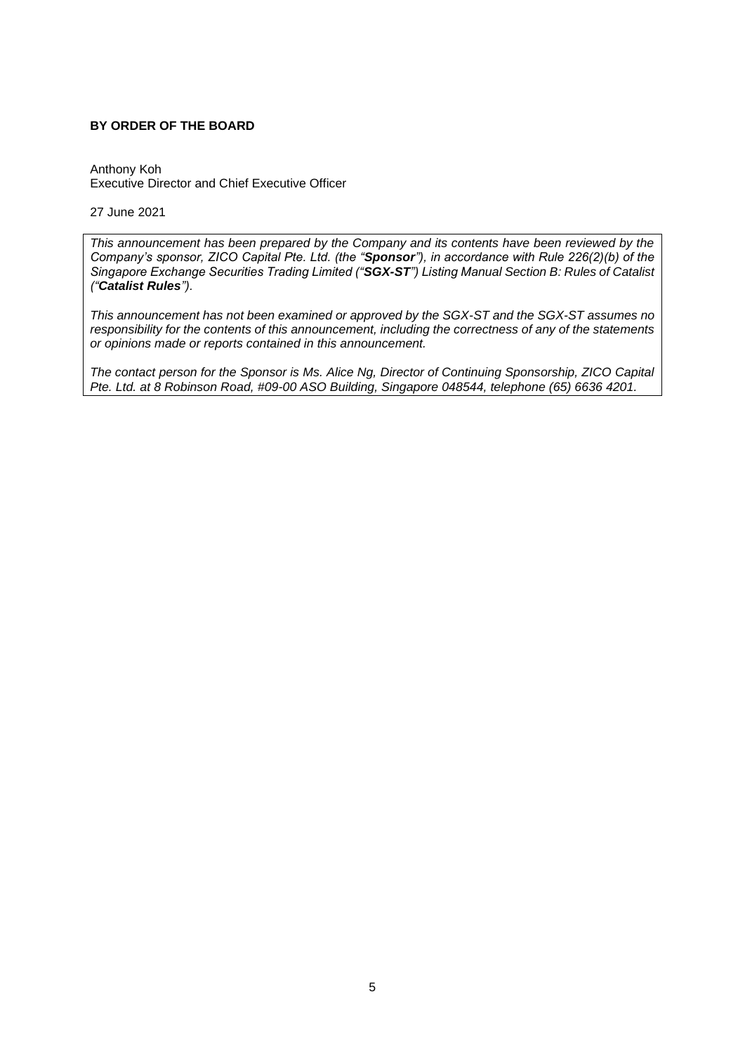**BY ORDER OF THE BOARD**

Anthony Koh
Executive Director and Chief Executive Officer

27 June 2021

*This announcement has been prepared by the Company and its contents have been reviewed by the Company's sponsor, ZICO Capital Pte. Ltd. (the "**Sponsor**"), in accordance with Rule 226(2)(b) of the Singapore Exchange Securities Trading Limited ("**SGX-ST**") Listing Manual Section B: Rules of Catalist ("**Catalist Rules**").*

*This announcement has not been examined or approved by the SGX-ST and the SGX-ST assumes no responsibility for the contents of this announcement, including the correctness of any of the statements or opinions made or reports contained in this announcement.*

*The contact person for the Sponsor is Ms. Alice Ng, Director of Continuing Sponsorship, ZICO Capital Pte. Ltd. at 8 Robinson Road, #09-00 ASO Building, Singapore 048544, telephone (65) 6636 4201.*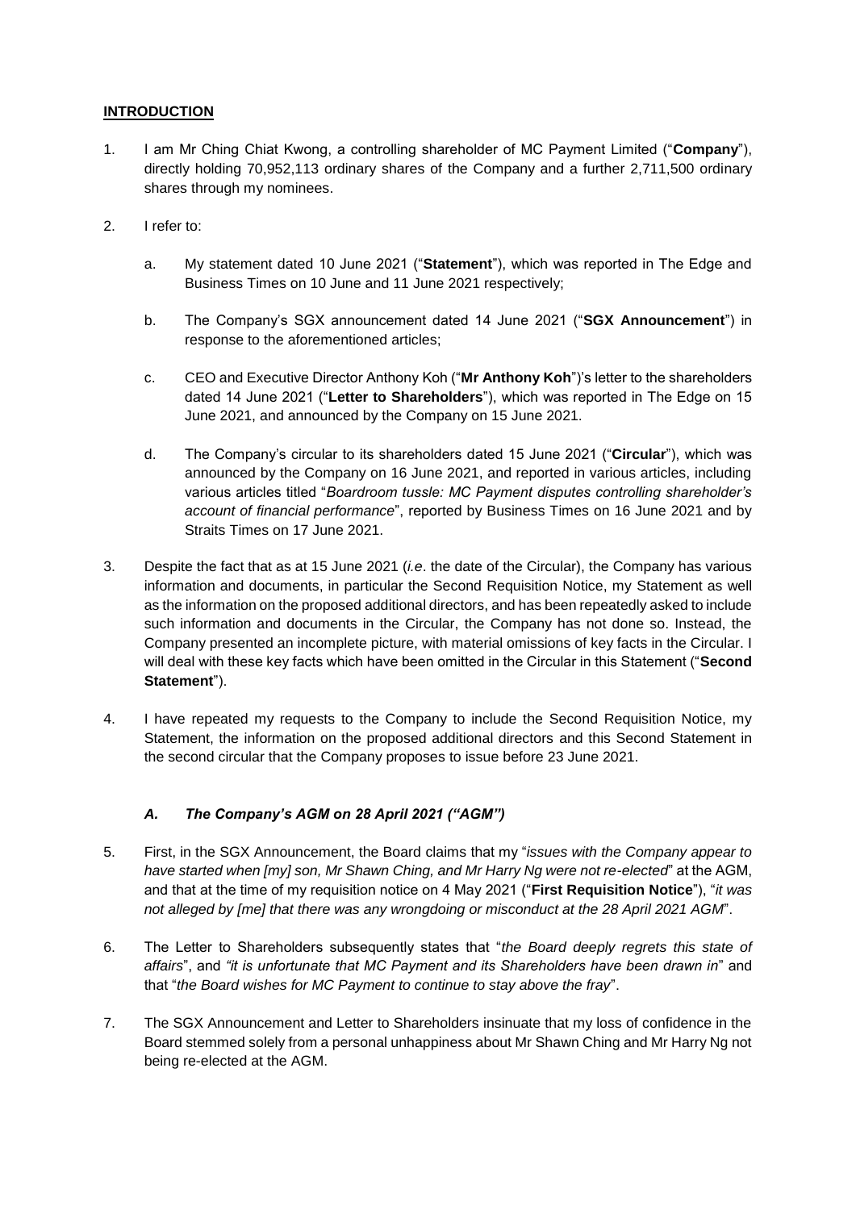## **INTRODUCTION**

1. I am Mr Ching Chiat Kwong, a controlling shareholder of MC Payment Limited ("**Company**"), directly holding 70,952,113 ordinary shares of the Company and a further 2,711,500 ordinary shares through my nominees.

2. I refer to:

   a. My statement dated 10 June 2021 ("**Statement**"), which was reported in The Edge and Business Times on 10 June and 11 June 2021 respectively;

   b. The Company's SGX announcement dated 14 June 2021 ("**SGX Announcement**") in response to the aforementioned articles;

   c. CEO and Executive Director Anthony Koh ("**Mr Anthony Koh**")'s letter to the shareholders dated 14 June 2021 ("**Letter to Shareholders**"), which was reported in The Edge on 15 June 2021, and announced by the Company on 15 June 2021.

   d. The Company's circular to its shareholders dated 15 June 2021 ("**Circular**"), which was announced by the Company on 16 June 2021, and reported in various articles, including various articles titled "*Boardroom tussle: MC Payment disputes controlling shareholder's account of financial performance*", reported by Business Times on 16 June 2021 and by Straits Times on 17 June 2021.

3. Despite the fact that as at 15 June 2021 (*i.e*. the date of the Circular), the Company has various information and documents, in particular the Second Requisition Notice, my Statement as well as the information on the proposed additional directors, and has been repeatedly asked to include such information and documents in the Circular, the Company has not done so. Instead, the Company presented an incomplete picture, with material omissions of key facts in the Circular. I will deal with these key facts which have been omitted in the Circular in this Statement ("**Second Statement**").

4. I have repeated my requests to the Company to include the Second Requisition Notice, my Statement, the information on the proposed additional directors and this Second Statement in the second circular that the Company proposes to issue before 23 June 2021.

### ***A. The Company's AGM on 28 April 2021 ("AGM")***

5. First, in the SGX Announcement, the Board claims that my "*issues with the Company appear to have started when [my] son, Mr Shawn Ching, and Mr Harry Ng were not re-elected*" at the AGM, and that at the time of my requisition notice on 4 May 2021 ("**First Requisition Notice**"), "*it was not alleged by [me] that there was any wrongdoing or misconduct at the 28 April 2021 AGM*".

6. The Letter to Shareholders subsequently states that "*the Board deeply regrets this state of affairs*", and *"it is unfortunate that MC Payment and its Shareholders have been drawn in*" and that "*the Board wishes for MC Payment to continue to stay above the fray*".

7. The SGX Announcement and Letter to Shareholders insinuate that my loss of confidence in the Board stemmed solely from a personal unhappiness about Mr Shawn Ching and Mr Harry Ng not being re-elected at the AGM.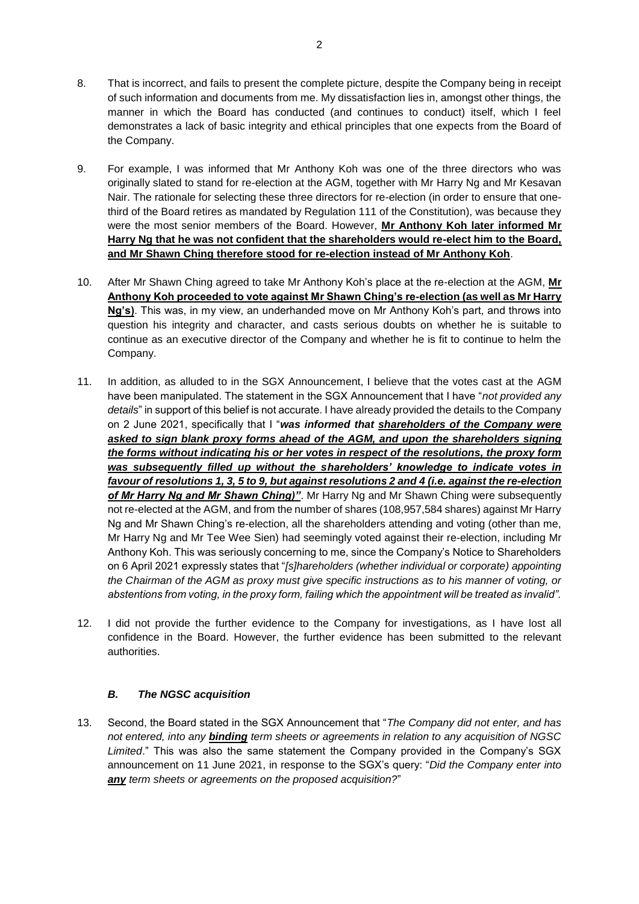8. That is incorrect, and fails to present the complete picture, despite the Company being in receipt of such information and documents from me. My dissatisfaction lies in, amongst other things, the manner in which the Board has conducted (and continues to conduct) itself, which I feel demonstrates a lack of basic integrity and ethical principles that one expects from the Board of the Company.

9. For example, I was informed that Mr Anthony Koh was one of the three directors who was originally slated to stand for re-election at the AGM, together with Mr Harry Ng and Mr Kesavan Nair. The rationale for selecting these three directors for re-election (in order to ensure that one-third of the Board retires as mandated by Regulation 111 of the Constitution), was because they were the most senior members of the Board. However, **<u>Mr Anthony Koh later informed Mr Harry Ng that he was not confident that the shareholders would re-elect him to the Board, and Mr Shawn Ching therefore stood for re-election instead of Mr Anthony Koh</u>**.

10. After Mr Shawn Ching agreed to take Mr Anthony Koh's place at the re-election at the AGM, **<u>Mr Anthony Koh proceeded to vote against Mr Shawn Ching's re-election (as well as Mr Harry Ng's)</u>**. This was, in my view, an underhanded move on Mr Anthony Koh's part, and throws into question his integrity and character, and casts serious doubts on whether he is suitable to continue as an executive director of the Company and whether he is fit to continue to helm the Company.

11. In addition, as alluded to in the SGX Announcement, I believe that the votes cast at the AGM have been manipulated. The statement in the SGX Announcement that I have "*not provided any details*" in support of this belief is not accurate. I have already provided the details to the Company on 2 June 2021, specifically that I "***was informed that <u>shareholders of the Company were asked to sign blank proxy forms ahead of the AGM, and upon the shareholders signing the forms without indicating his or her votes in respect of the resolutions, the proxy form was subsequently filled up without the shareholders' knowledge to indicate votes in favour of resolutions 1, 3, 5 to 9, but against resolutions 2 and 4 (i.e. against the re-election of Mr Harry Ng and Mr Shawn Ching)</u>"***. Mr Harry Ng and Mr Shawn Ching were subsequently not re-elected at the AGM, and from the number of shares (108,957,584 shares) against Mr Harry Ng and Mr Shawn Ching's re-election, all the shareholders attending and voting (other than me, Mr Harry Ng and Mr Tee Wee Sien) had seemingly voted against their re-election, including Mr Anthony Koh. This was seriously concerning to me, since the Company's Notice to Shareholders on 6 April 2021 expressly states that "*[s]hareholders (whether individual or corporate) appointing the Chairman of the AGM as proxy must give specific instructions as to his manner of voting, or abstentions from voting, in the proxy form, failing which the appointment will be treated as invalid".*

12. I did not provide the further evidence to the Company for investigations, as I have lost all confidence in the Board. However, the further evidence has been submitted to the relevant authorities.

### *B. The NGSC acquisition*

13. Second, the Board stated in the SGX Announcement that "*The Company did not enter, and has not entered, into any **<u>binding</u>** term sheets or agreements in relation to any acquisition of NGSC Limited*." This was also the same statement the Company provided in the Company's SGX announcement on 11 June 2021, in response to the SGX's query: "*Did the Company enter into **<u>any</u>** term sheets or agreements on the proposed acquisition?*"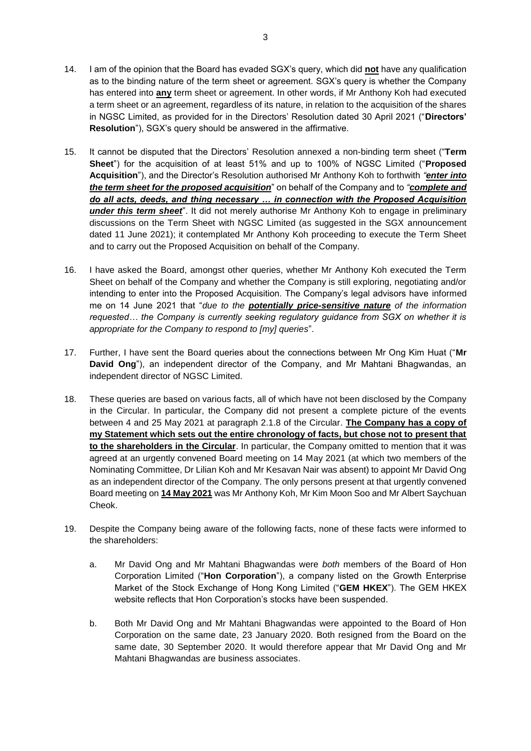14. I am of the opinion that the Board has evaded SGX's query, which did **not** have any qualification as to the binding nature of the term sheet or agreement. SGX's query is whether the Company has entered into **any** term sheet or agreement. In other words, if Mr Anthony Koh had executed a term sheet or an agreement, regardless of its nature, in relation to the acquisition of the shares in NGSC Limited, as provided for in the Directors' Resolution dated 30 April 2021 ("**Directors' Resolution**"), SGX's query should be answered in the affirmative.

15. It cannot be disputed that the Directors' Resolution annexed a non-binding term sheet ("**Term Sheet**") for the acquisition of at least 51% and up to 100% of NGSC Limited ("**Proposed Acquisition**"), and the Director's Resolution authorised Mr Anthony Koh to forthwith *"**enter into the term sheet for the proposed acquisition**"* on behalf of the Company and to *"**complete and do all acts, deeds, and thing necessary … in connection with the Proposed Acquisition under this term sheet**"*. It did not merely authorise Mr Anthony Koh to engage in preliminary discussions on the Term Sheet with NGSC Limited (as suggested in the SGX announcement dated 11 June 2021); it contemplated Mr Anthony Koh proceeding to execute the Term Sheet and to carry out the Proposed Acquisition on behalf of the Company.

16. I have asked the Board, amongst other queries, whether Mr Anthony Koh executed the Term Sheet on behalf of the Company and whether the Company is still exploring, negotiating and/or intending to enter into the Proposed Acquisition. The Company's legal advisors have informed me on 14 June 2021 that "*due to the **potentially price-sensitive nature** of the information requested… the Company is currently seeking regulatory guidance from SGX on whether it is appropriate for the Company to respond to [my] queries*".

17. Further, I have sent the Board queries about the connections between Mr Ong Kim Huat ("**Mr David Ong**"), an independent director of the Company, and Mr Mahtani Bhagwandas, an independent director of NGSC Limited.

18. These queries are based on various facts, all of which have not been disclosed by the Company in the Circular. In particular, the Company did not present a complete picture of the events between 4 and 25 May 2021 at paragraph 2.1.8 of the Circular. **The Company has a copy of my Statement which sets out the entire chronology of facts, but chose not to present that to the shareholders in the Circular**. In particular, the Company omitted to mention that it was agreed at an urgently convened Board meeting on 14 May 2021 (at which two members of the Nominating Committee, Dr Lilian Koh and Mr Kesavan Nair was absent) to appoint Mr David Ong as an independent director of the Company. The only persons present at that urgently convened Board meeting on **14 May 2021** was Mr Anthony Koh, Mr Kim Moon Soo and Mr Albert Saychuan Cheok.

19. Despite the Company being aware of the following facts, none of these facts were informed to the shareholders:

    a. Mr David Ong and Mr Mahtani Bhagwandas were *both* members of the Board of Hon Corporation Limited ("**Hon Corporation**"), a company listed on the Growth Enterprise Market of the Stock Exchange of Hong Kong Limited ("**GEM HKEX**"). The GEM HKEX website reflects that Hon Corporation's stocks have been suspended.

    b. Both Mr David Ong and Mr Mahtani Bhagwandas were appointed to the Board of Hon Corporation on the same date, 23 January 2020. Both resigned from the Board on the same date, 30 September 2020. It would therefore appear that Mr David Ong and Mr Mahtani Bhagwandas are business associates.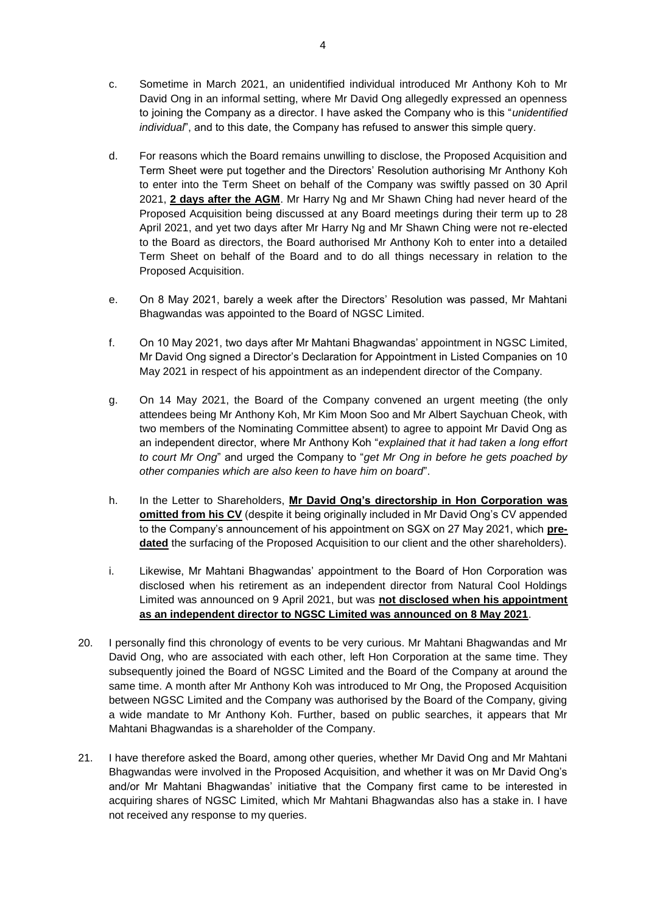c. Sometime in March 2021, an unidentified individual introduced Mr Anthony Koh to Mr David Ong in an informal setting, where Mr David Ong allegedly expressed an openness to joining the Company as a director. I have asked the Company who is this "*unidentified individual*", and to this date, the Company has refused to answer this simple query.

d. For reasons which the Board remains unwilling to disclose, the Proposed Acquisition and Term Sheet were put together and the Directors' Resolution authorising Mr Anthony Koh to enter into the Term Sheet on behalf of the Company was swiftly passed on 30 April 2021, **2 days after the AGM**. Mr Harry Ng and Mr Shawn Ching had never heard of the Proposed Acquisition being discussed at any Board meetings during their term up to 28 April 2021, and yet two days after Mr Harry Ng and Mr Shawn Ching were not re-elected to the Board as directors, the Board authorised Mr Anthony Koh to enter into a detailed Term Sheet on behalf of the Board and to do all things necessary in relation to the Proposed Acquisition.

e. On 8 May 2021, barely a week after the Directors' Resolution was passed, Mr Mahtani Bhagwandas was appointed to the Board of NGSC Limited.

f. On 10 May 2021, two days after Mr Mahtani Bhagwandas' appointment in NGSC Limited, Mr David Ong signed a Director's Declaration for Appointment in Listed Companies on 10 May 2021 in respect of his appointment as an independent director of the Company.

g. On 14 May 2021, the Board of the Company convened an urgent meeting (the only attendees being Mr Anthony Koh, Mr Kim Moon Soo and Mr Albert Saychuan Cheok, with two members of the Nominating Committee absent) to agree to appoint Mr David Ong as an independent director, where Mr Anthony Koh "*explained that it had taken a long effort to court Mr Ong*" and urged the Company to "*get Mr Ong in before he gets poached by other companies which are also keen to have him on board*".

h. In the Letter to Shareholders, **Mr David Ong's directorship in Hon Corporation was omitted from his CV** (despite it being originally included in Mr David Ong's CV appended to the Company's announcement of his appointment on SGX on 27 May 2021, which **pre-dated** the surfacing of the Proposed Acquisition to our client and the other shareholders).

i. Likewise, Mr Mahtani Bhagwandas' appointment to the Board of Hon Corporation was disclosed when his retirement as an independent director from Natural Cool Holdings Limited was announced on 9 April 2021, but was **not disclosed when his appointment as an independent director to NGSC Limited was announced on 8 May 2021**.

20. I personally find this chronology of events to be very curious. Mr Mahtani Bhagwandas and Mr David Ong, who are associated with each other, left Hon Corporation at the same time. They subsequently joined the Board of NGSC Limited and the Board of the Company at around the same time. A month after Mr Anthony Koh was introduced to Mr Ong, the Proposed Acquisition between NGSC Limited and the Company was authorised by the Board of the Company, giving a wide mandate to Mr Anthony Koh. Further, based on public searches, it appears that Mr Mahtani Bhagwandas is a shareholder of the Company.

21. I have therefore asked the Board, among other queries, whether Mr David Ong and Mr Mahtani Bhagwandas were involved in the Proposed Acquisition, and whether it was on Mr David Ong's and/or Mr Mahtani Bhagwandas' initiative that the Company first came to be interested in acquiring shares of NGSC Limited, which Mr Mahtani Bhagwandas also has a stake in. I have not received any response to my queries.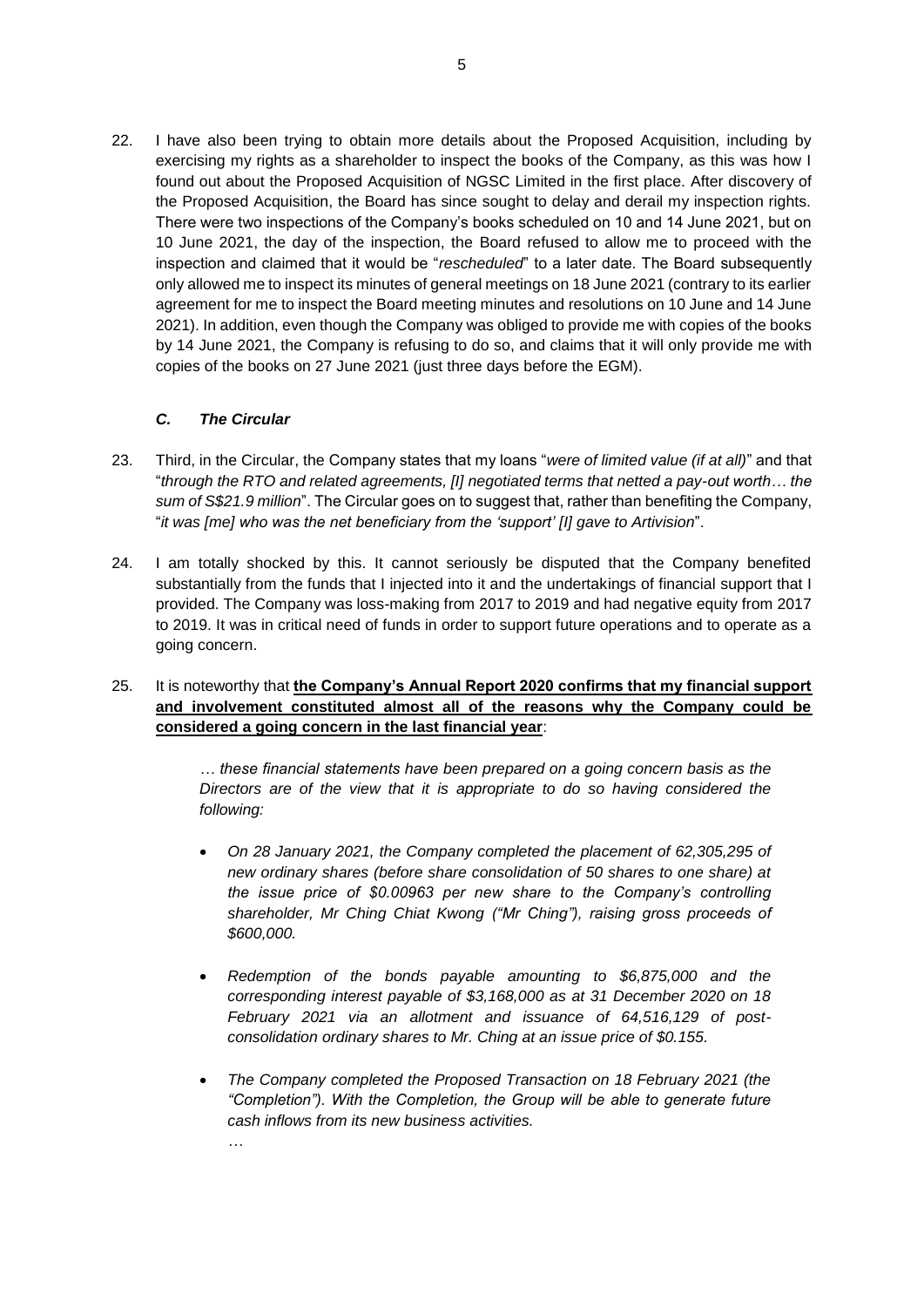22. I have also been trying to obtain more details about the Proposed Acquisition, including by exercising my rights as a shareholder to inspect the books of the Company, as this was how I found out about the Proposed Acquisition of NGSC Limited in the first place. After discovery of the Proposed Acquisition, the Board has since sought to delay and derail my inspection rights. There were two inspections of the Company's books scheduled on 10 and 14 June 2021, but on 10 June 2021, the day of the inspection, the Board refused to allow me to proceed with the inspection and claimed that it would be "*rescheduled*" to a later date. The Board subsequently only allowed me to inspect its minutes of general meetings on 18 June 2021 (contrary to its earlier agreement for me to inspect the Board meeting minutes and resolutions on 10 June and 14 June 2021). In addition, even though the Company was obliged to provide me with copies of the books by 14 June 2021, the Company is refusing to do so, and claims that it will only provide me with copies of the books on 27 June 2021 (just three days before the EGM).

### *C. The Circular*

23. Third, in the Circular, the Company states that my loans "*were of limited value (if at all)*" and that "*through the RTO and related agreements, [I] negotiated terms that netted a pay-out worth… the sum of S$21.9 million*". The Circular goes on to suggest that, rather than benefiting the Company, "*it was [me] who was the net beneficiary from the 'support' [I] gave to Artivision*".

24. I am totally shocked by this. It cannot seriously be disputed that the Company benefited substantially from the funds that I injected into it and the undertakings of financial support that I provided. The Company was loss-making from 2017 to 2019 and had negative equity from 2017 to 2019. It was in critical need of funds in order to support future operations and to operate as a going concern.

25. It is noteworthy that **the Company's Annual Report 2020 confirms that my financial support and involvement constituted almost all of the reasons why the Company could be considered a going concern in the last financial year**:

> *… these financial statements have been prepared on a going concern basis as the Directors are of the view that it is appropriate to do so having considered the following:*
>
> - *On 28 January 2021, the Company completed the placement of 62,305,295 of new ordinary shares (before share consolidation of 50 shares to one share) at the issue price of $0.00963 per new share to the Company's controlling shareholder, Mr Ching Chiat Kwong ("Mr Ching"), raising gross proceeds of $600,000.*
> - *Redemption of the bonds payable amounting to $6,875,000 and the corresponding interest payable of $3,168,000 as at 31 December 2020 on 18 February 2021 via an allotment and issuance of 64,516,129 of post-consolidation ordinary shares to Mr. Ching at an issue price of $0.155.*
> - *The Company completed the Proposed Transaction on 18 February 2021 (the "Completion"). With the Completion, the Group will be able to generate future cash inflows from its new business activities.*
>
> *…*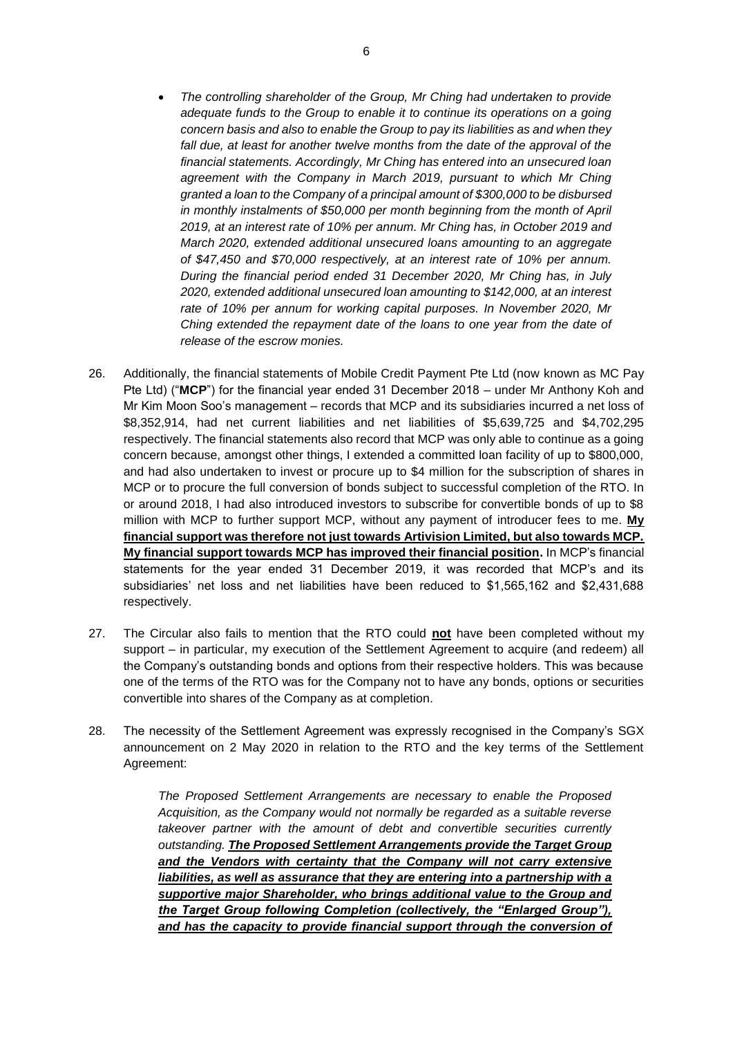- *The controlling shareholder of the Group, Mr Ching had undertaken to provide adequate funds to the Group to enable it to continue its operations on a going concern basis and also to enable the Group to pay its liabilities as and when they fall due, at least for another twelve months from the date of the approval of the financial statements. Accordingly, Mr Ching has entered into an unsecured loan agreement with the Company in March 2019, pursuant to which Mr Ching granted a loan to the Company of a principal amount of $300,000 to be disbursed in monthly instalments of $50,000 per month beginning from the month of April 2019, at an interest rate of 10% per annum. Mr Ching has, in October 2019 and March 2020, extended additional unsecured loans amounting to an aggregate of $47,450 and $70,000 respectively, at an interest rate of 10% per annum. During the financial period ended 31 December 2020, Mr Ching has, in July 2020, extended additional unsecured loan amounting to $142,000, at an interest rate of 10% per annum for working capital purposes. In November 2020, Mr Ching extended the repayment date of the loans to one year from the date of release of the escrow monies.*

26. Additionally, the financial statements of Mobile Credit Payment Pte Ltd (now known as MC Pay Pte Ltd) ("**MCP**") for the financial year ended 31 December 2018 – under Mr Anthony Koh and Mr Kim Moon Soo's management – records that MCP and its subsidiaries incurred a net loss of $8,352,914, had net current liabilities and net liabilities of $5,639,725 and $4,702,295 respectively. The financial statements also record that MCP was only able to continue as a going concern because, amongst other things, I extended a committed loan facility of up to $800,000, and had also undertaken to invest or procure up to $4 million for the subscription of shares in MCP or to procure the full conversion of bonds subject to successful completion of the RTO. In or around 2018, I had also introduced investors to subscribe for convertible bonds of up to $8 million with MCP to further support MCP, without any payment of introducer fees to me. <u>**My financial support was therefore not just towards Artivision Limited, but also towards MCP. My financial support towards MCP has improved their financial position.**</u> In MCP's financial statements for the year ended 31 December 2019, it was recorded that MCP's and its subsidiaries' net loss and net liabilities have been reduced to $1,565,162 and $2,431,688 respectively.

27. The Circular also fails to mention that the RTO could <u>**not**</u> have been completed without my support – in particular, my execution of the Settlement Agreement to acquire (and redeem) all the Company's outstanding bonds and options from their respective holders. This was because one of the terms of the RTO was for the Company not to have any bonds, options or securities convertible into shares of the Company as at completion.

28. The necessity of the Settlement Agreement was expressly recognised in the Company's SGX announcement on 2 May 2020 in relation to the RTO and the key terms of the Settlement Agreement:

    *The Proposed Settlement Arrangements are necessary to enable the Proposed Acquisition, as the Company would not normally be regarded as a suitable reverse takeover partner with the amount of debt and convertible securities currently outstanding.* <u>***The Proposed Settlement Arrangements provide the Target Group and the Vendors with certainty that the Company will not carry extensive liabilities, as well as assurance that they are entering into a partnership with a supportive major Shareholder, who brings additional value to the Group and the Target Group following Completion (collectively, the "Enlarged Group"), and has the capacity to provide financial support through the conversion of***</u>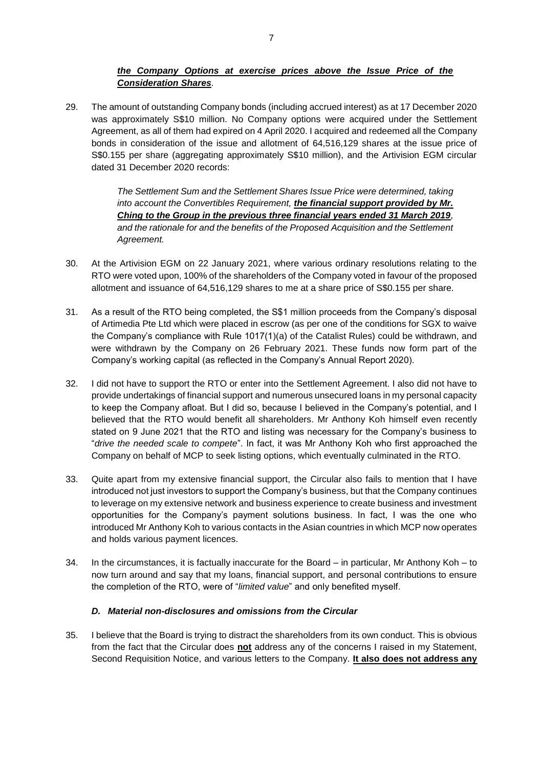***the Company Options at exercise prices above the Issue Price of the Consideration Shares**.*

29. The amount of outstanding Company bonds (including accrued interest) as at 17 December 2020 was approximately S$10 million. No Company options were acquired under the Settlement Agreement, as all of them had expired on 4 April 2020. I acquired and redeemed all the Company bonds in consideration of the issue and allotment of 64,516,129 shares at the issue price of S$0.155 per share (aggregating approximately S$10 million), and the Artivision EGM circular dated 31 December 2020 records:

    > *The Settlement Sum and the Settlement Shares Issue Price were determined, taking into account the Convertibles Requirement, **the financial support provided by Mr. Ching to the Group in the previous three financial years ended 31 March 2019**, and the rationale for and the benefits of the Proposed Acquisition and the Settlement Agreement.*

30. At the Artivision EGM on 22 January 2021, where various ordinary resolutions relating to the RTO were voted upon, 100% of the shareholders of the Company voted in favour of the proposed allotment and issuance of 64,516,129 shares to me at a share price of S$0.155 per share.

31. As a result of the RTO being completed, the S$1 million proceeds from the Company's disposal of Artimedia Pte Ltd which were placed in escrow (as per one of the conditions for SGX to waive the Company's compliance with Rule 1017(1)(a) of the Catalist Rules) could be withdrawn, and were withdrawn by the Company on 26 February 2021. These funds now form part of the Company's working capital (as reflected in the Company's Annual Report 2020).

32. I did not have to support the RTO or enter into the Settlement Agreement. I also did not have to provide undertakings of financial support and numerous unsecured loans in my personal capacity to keep the Company afloat. But I did so, because I believed in the Company's potential, and I believed that the RTO would benefit all shareholders. Mr Anthony Koh himself even recently stated on 9 June 2021 that the RTO and listing was necessary for the Company's business to "*drive the needed scale to compete*". In fact, it was Mr Anthony Koh who first approached the Company on behalf of MCP to seek listing options, which eventually culminated in the RTO.

33. Quite apart from my extensive financial support, the Circular also fails to mention that I have introduced not just investors to support the Company's business, but that the Company continues to leverage on my extensive network and business experience to create business and investment opportunities for the Company's payment solutions business. In fact, I was the one who introduced Mr Anthony Koh to various contacts in the Asian countries in which MCP now operates and holds various payment licences.

34. In the circumstances, it is factually inaccurate for the Board – in particular, Mr Anthony Koh – to now turn around and say that my loans, financial support, and personal contributions to ensure the completion of the RTO, were of "*limited value*" and only benefited myself.

### *D. Material non-disclosures and omissions from the Circular*

35. I believe that the Board is trying to distract the shareholders from its own conduct. This is obvious from the fact that the Circular does **not** address any of the concerns I raised in my Statement, Second Requisition Notice, and various letters to the Company. **It also does not address any**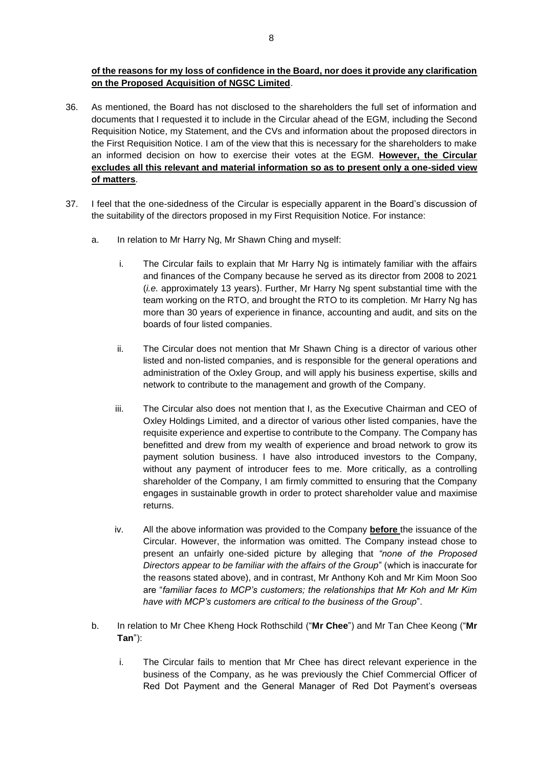**of the reasons for my loss of confidence in the Board, nor does it provide any clarification on the Proposed Acquisition of NGSC Limited**.

36. As mentioned, the Board has not disclosed to the shareholders the full set of information and documents that I requested it to include in the Circular ahead of the EGM, including the Second Requisition Notice, my Statement, and the CVs and information about the proposed directors in the First Requisition Notice. I am of the view that this is necessary for the shareholders to make an informed decision on how to exercise their votes at the EGM. **However, the Circular excludes all this relevant and material information so as to present only a one-sided view of matters**.

37. I feel that the one-sidedness of the Circular is especially apparent in the Board's discussion of the suitability of the directors proposed in my First Requisition Notice. For instance:

    a. In relation to Mr Harry Ng, Mr Shawn Ching and myself:

        i. The Circular fails to explain that Mr Harry Ng is intimately familiar with the affairs and finances of the Company because he served as its director from 2008 to 2021 (*i.e.* approximately 13 years). Further, Mr Harry Ng spent substantial time with the team working on the RTO, and brought the RTO to its completion. Mr Harry Ng has more than 30 years of experience in finance, accounting and audit, and sits on the boards of four listed companies.

        ii. The Circular does not mention that Mr Shawn Ching is a director of various other listed and non-listed companies, and is responsible for the general operations and administration of the Oxley Group, and will apply his business expertise, skills and network to contribute to the management and growth of the Company.

        iii. The Circular also does not mention that I, as the Executive Chairman and CEO of Oxley Holdings Limited, and a director of various other listed companies, have the requisite experience and expertise to contribute to the Company. The Company has benefitted and drew from my wealth of experience and broad network to grow its payment solution business. I have also introduced investors to the Company, without any payment of introducer fees to me. More critically, as a controlling shareholder of the Company, I am firmly committed to ensuring that the Company engages in sustainable growth in order to protect shareholder value and maximise returns.

        iv. All the above information was provided to the Company **before** the issuance of the Circular. However, the information was omitted. The Company instead chose to present an unfairly one-sided picture by alleging that *"none of the Proposed Directors appear to be familiar with the affairs of the Group"* (which is inaccurate for the reasons stated above), and in contrast, Mr Anthony Koh and Mr Kim Moon Soo are "*familiar faces to MCP's customers; the relationships that Mr Koh and Mr Kim have with MCP's customers are critical to the business of the Group*".

    b. In relation to Mr Chee Kheng Hock Rothschild ("**Mr Chee**") and Mr Tan Chee Keong ("**Mr Tan**"):

        i. The Circular fails to mention that Mr Chee has direct relevant experience in the business of the Company, as he was previously the Chief Commercial Officer of Red Dot Payment and the General Manager of Red Dot Payment's overseas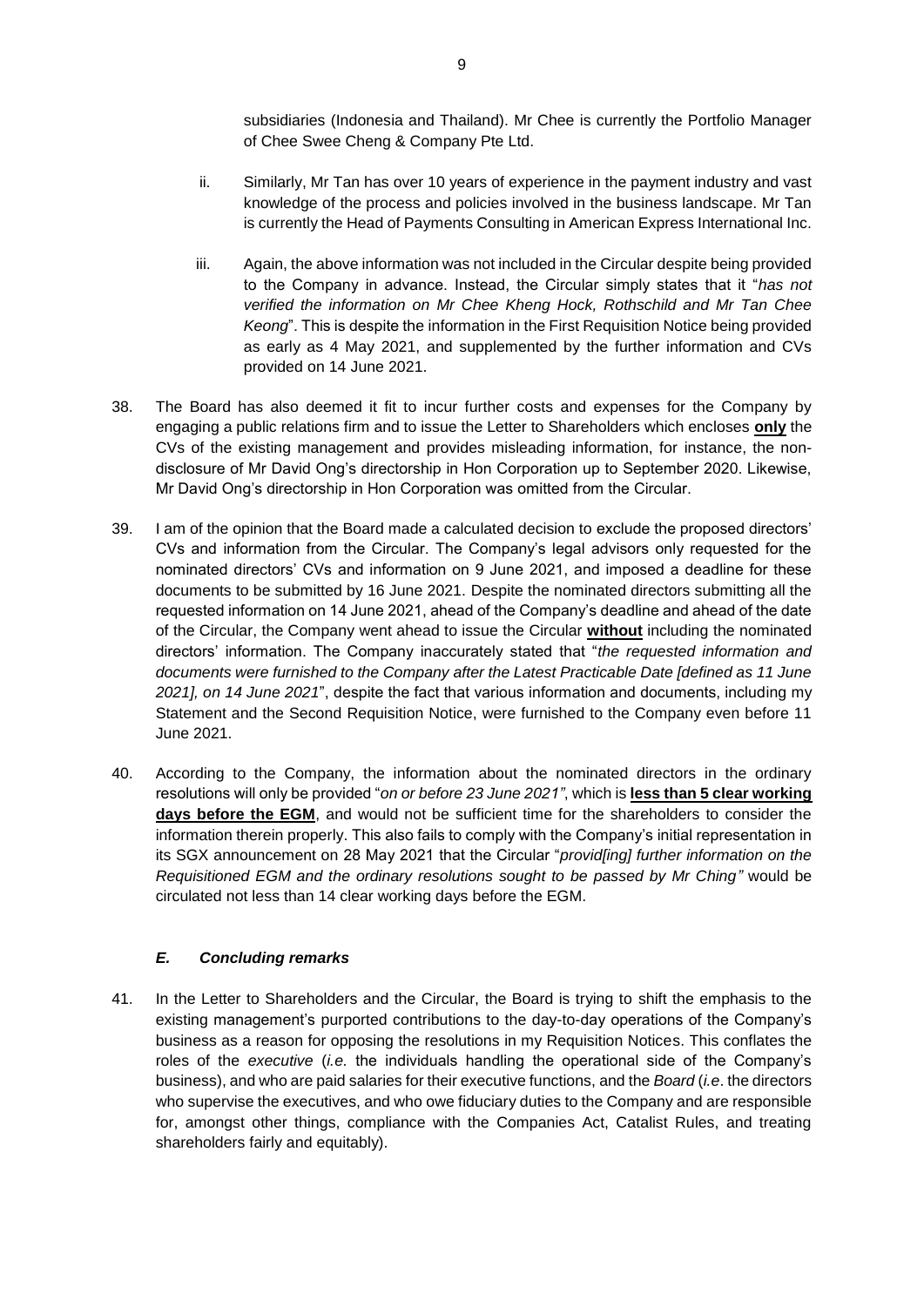subsidiaries (Indonesia and Thailand). Mr Chee is currently the Portfolio Manager of Chee Swee Cheng & Company Pte Ltd.

ii. Similarly, Mr Tan has over 10 years of experience in the payment industry and vast knowledge of the process and policies involved in the business landscape. Mr Tan is currently the Head of Payments Consulting in American Express International Inc.

iii. Again, the above information was not included in the Circular despite being provided to the Company in advance. Instead, the Circular simply states that it "*has not verified the information on Mr Chee Kheng Hock, Rothschild and Mr Tan Chee Keong*". This is despite the information in the First Requisition Notice being provided as early as 4 May 2021, and supplemented by the further information and CVs provided on 14 June 2021.

38. The Board has also deemed it fit to incur further costs and expenses for the Company by engaging a public relations firm and to issue the Letter to Shareholders which encloses **only** the CVs of the existing management and provides misleading information, for instance, the non-disclosure of Mr David Ong's directorship in Hon Corporation up to September 2020. Likewise, Mr David Ong's directorship in Hon Corporation was omitted from the Circular.

39. I am of the opinion that the Board made a calculated decision to exclude the proposed directors' CVs and information from the Circular. The Company's legal advisors only requested for the nominated directors' CVs and information on 9 June 2021, and imposed a deadline for these documents to be submitted by 16 June 2021. Despite the nominated directors submitting all the requested information on 14 June 2021, ahead of the Company's deadline and ahead of the date of the Circular, the Company went ahead to issue the Circular **without** including the nominated directors' information. The Company inaccurately stated that "*the requested information and documents were furnished to the Company after the Latest Practicable Date [defined as 11 June 2021], on 14 June 2021*", despite the fact that various information and documents, including my Statement and the Second Requisition Notice, were furnished to the Company even before 11 June 2021.

40. According to the Company, the information about the nominated directors in the ordinary resolutions will only be provided "*on or before 23 June 2021*", which is **less than 5 clear working days before the EGM**, and would not be sufficient time for the shareholders to consider the information therein properly. This also fails to comply with the Company's initial representation in its SGX announcement on 28 May 2021 that the Circular "*provid[ing] further information on the Requisitioned EGM and the ordinary resolutions sought to be passed by Mr Ching*" would be circulated not less than 14 clear working days before the EGM.

### *E. Concluding remarks*

41. In the Letter to Shareholders and the Circular, the Board is trying to shift the emphasis to the existing management's purported contributions to the day-to-day operations of the Company's business as a reason for opposing the resolutions in my Requisition Notices. This conflates the roles of the *executive* (*i.e.* the individuals handling the operational side of the Company's business), and who are paid salaries for their executive functions, and the *Board* (*i.e*. the directors who supervise the executives, and who owe fiduciary duties to the Company and are responsible for, amongst other things, compliance with the Companies Act, Catalist Rules, and treating shareholders fairly and equitably).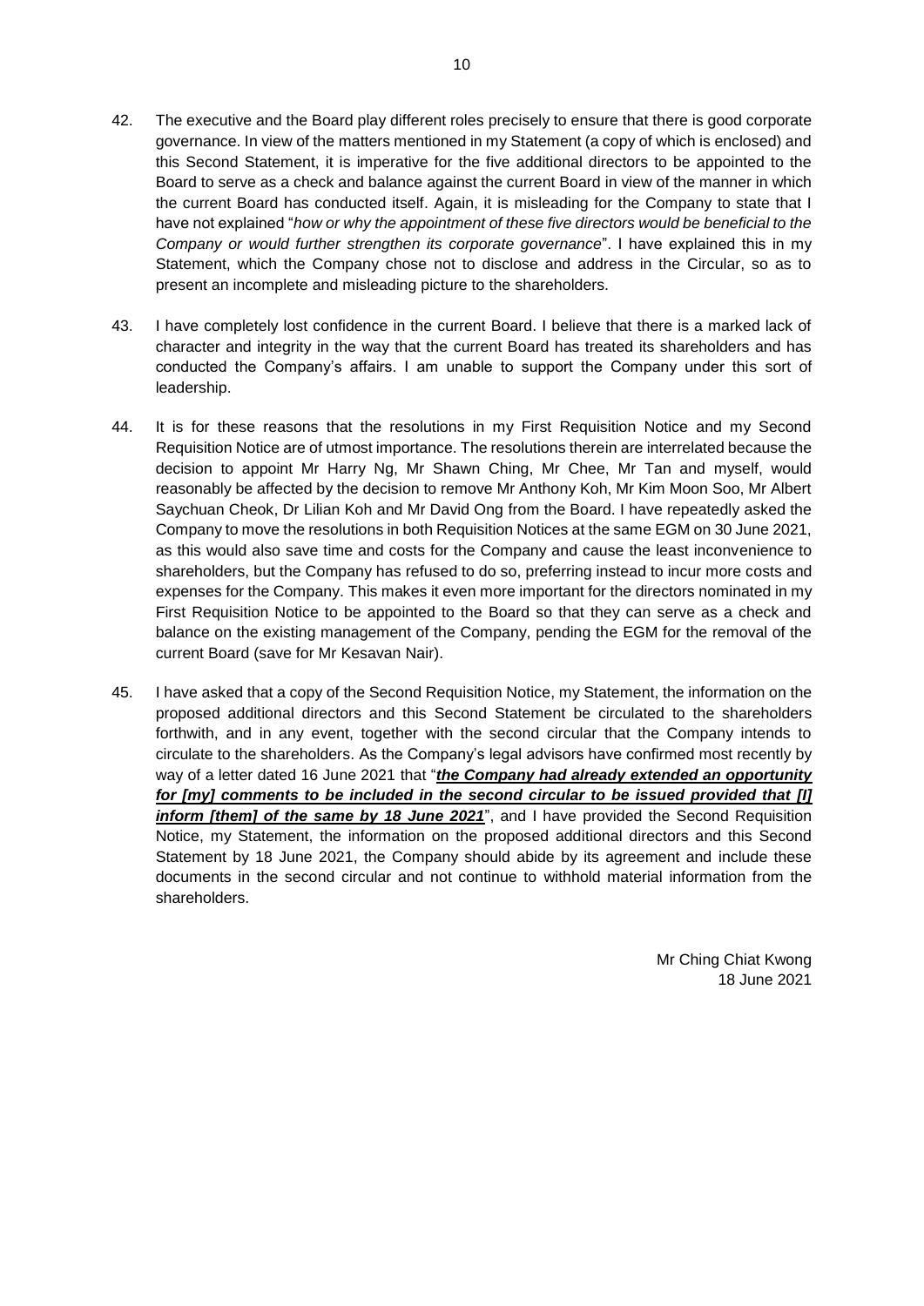42. The executive and the Board play different roles precisely to ensure that there is good corporate governance. In view of the matters mentioned in my Statement (a copy of which is enclosed) and this Second Statement, it is imperative for the five additional directors to be appointed to the Board to serve as a check and balance against the current Board in view of the manner in which the current Board has conducted itself. Again, it is misleading for the Company to state that I have not explained "*how or why the appointment of these five directors would be beneficial to the Company or would further strengthen its corporate governance*". I have explained this in my Statement, which the Company chose not to disclose and address in the Circular, so as to present an incomplete and misleading picture to the shareholders.

43. I have completely lost confidence in the current Board. I believe that there is a marked lack of character and integrity in the way that the current Board has treated its shareholders and has conducted the Company's affairs. I am unable to support the Company under this sort of leadership.

44. It is for these reasons that the resolutions in my First Requisition Notice and my Second Requisition Notice are of utmost importance. The resolutions therein are interrelated because the decision to appoint Mr Harry Ng, Mr Shawn Ching, Mr Chee, Mr Tan and myself, would reasonably be affected by the decision to remove Mr Anthony Koh, Mr Kim Moon Soo, Mr Albert Saychuan Cheok, Dr Lilian Koh and Mr David Ong from the Board. I have repeatedly asked the Company to move the resolutions in both Requisition Notices at the same EGM on 30 June 2021, as this would also save time and costs for the Company and cause the least inconvenience to shareholders, but the Company has refused to do so, preferring instead to incur more costs and expenses for the Company. This makes it even more important for the directors nominated in my First Requisition Notice to be appointed to the Board so that they can serve as a check and balance on the existing management of the Company, pending the EGM for the removal of the current Board (save for Mr Kesavan Nair).

45. I have asked that a copy of the Second Requisition Notice, my Statement, the information on the proposed additional directors and this Second Statement be circulated to the shareholders forthwith, and in any event, together with the second circular that the Company intends to circulate to the shareholders. As the Company's legal advisors have confirmed most recently by way of a letter dated 16 June 2021 that "***the Company had already extended an opportunity for [my] comments to be included in the second circular to be issued provided that [I] inform [them] of the same by 18 June 2021***", and I have provided the Second Requisition Notice, my Statement, the information on the proposed additional directors and this Second Statement by 18 June 2021, the Company should abide by its agreement and include these documents in the second circular and not continue to withhold material information from the shareholders.

Mr Ching Chiat Kwong
18 June 2021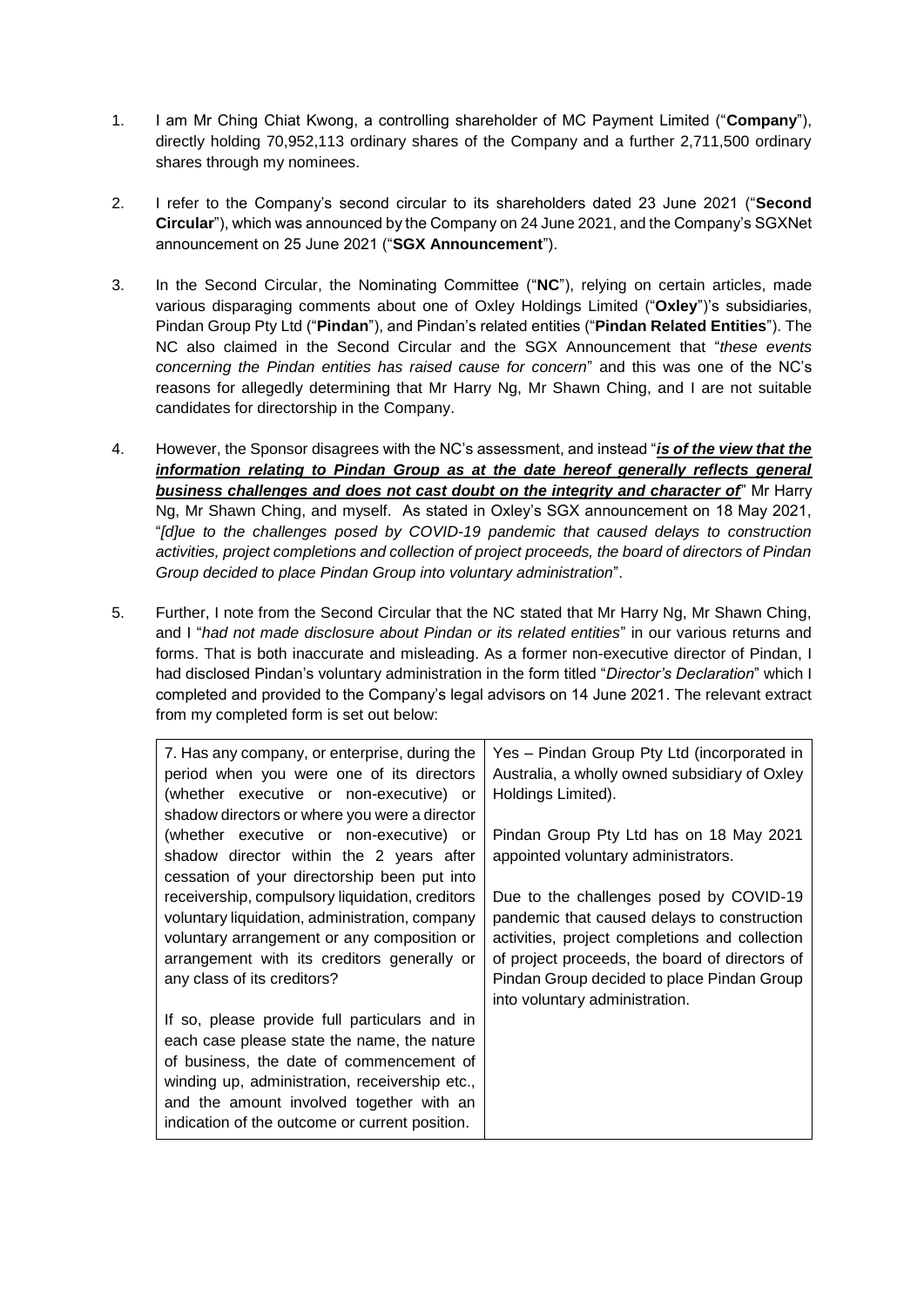1. I am Mr Ching Chiat Kwong, a controlling shareholder of MC Payment Limited ("**Company**"), directly holding 70,952,113 ordinary shares of the Company and a further 2,711,500 ordinary shares through my nominees.

2. I refer to the Company's second circular to its shareholders dated 23 June 2021 ("**Second Circular**"), which was announced by the Company on 24 June 2021, and the Company's SGXNet announcement on 25 June 2021 ("**SGX Announcement**").

3. In the Second Circular, the Nominating Committee ("**NC**"), relying on certain articles, made various disparaging comments about one of Oxley Holdings Limited ("**Oxley**")'s subsidiaries, Pindan Group Pty Ltd ("**Pindan**"), and Pindan's related entities ("**Pindan Related Entities**"). The NC also claimed in the Second Circular and the SGX Announcement that "*these events concerning the Pindan entities has raised cause for concern*" and this was one of the NC's reasons for allegedly determining that Mr Harry Ng, Mr Shawn Ching, and I are not suitable candidates for directorship in the Company.

4. However, the Sponsor disagrees with the NC's assessment, and instead "***is of the view that the information relating to Pindan Group as at the date hereof generally reflects general business challenges and does not cast doubt on the integrity and character of***" Mr Harry Ng, Mr Shawn Ching, and myself. As stated in Oxley's SGX announcement on 18 May 2021, "*[d]ue to the challenges posed by COVID-19 pandemic that caused delays to construction activities, project completions and collection of project proceeds, the board of directors of Pindan Group decided to place Pindan Group into voluntary administration*".

5. Further, I note from the Second Circular that the NC stated that Mr Harry Ng, Mr Shawn Ching, and I "*had not made disclosure about Pindan or its related entities*" in our various returns and forms. That is both inaccurate and misleading. As a former non-executive director of Pindan, I had disclosed Pindan's voluntary administration in the form titled "*Director's Declaration*" which I completed and provided to the Company's legal advisors on 14 June 2021. The relevant extract from my completed form is set out below:

| | |
|---|---|
| 7. Has any company, or enterprise, during the period when you were one of its directors (whether executive or non-executive) or shadow directors or where you were a director (whether executive or non-executive) or shadow director within the 2 years after cessation of your directorship been put into receivership, compulsory liquidation, creditors voluntary liquidation, administration, company voluntary arrangement or any composition or arrangement with its creditors generally or any class of its creditors?<br><br>If so, please provide full particulars and in each case please state the name, the nature of business, the date of commencement of winding up, administration, receivership etc., and the amount involved together with an indication of the outcome or current position. | Yes – Pindan Group Pty Ltd (incorporated in Australia, a wholly owned subsidiary of Oxley Holdings Limited).<br><br>Pindan Group Pty Ltd has on 18 May 2021 appointed voluntary administrators.<br><br>Due to the challenges posed by COVID-19 pandemic that caused delays to construction activities, project completions and collection of project proceeds, the board of directors of Pindan Group decided to place Pindan Group into voluntary administration. |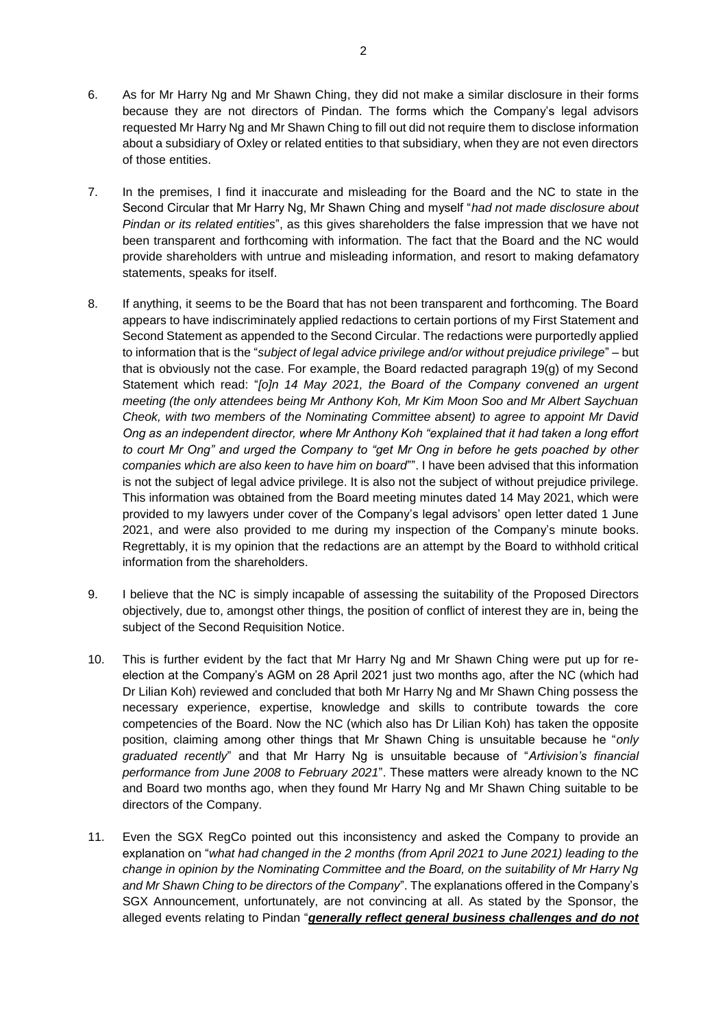6. As for Mr Harry Ng and Mr Shawn Ching, they did not make a similar disclosure in their forms because they are not directors of Pindan. The forms which the Company's legal advisors requested Mr Harry Ng and Mr Shawn Ching to fill out did not require them to disclose information about a subsidiary of Oxley or related entities to that subsidiary, when they are not even directors of those entities.

7. In the premises, I find it inaccurate and misleading for the Board and the NC to state in the Second Circular that Mr Harry Ng, Mr Shawn Ching and myself "*had not made disclosure about Pindan or its related entities*", as this gives shareholders the false impression that we have not been transparent and forthcoming with information. The fact that the Board and the NC would provide shareholders with untrue and misleading information, and resort to making defamatory statements, speaks for itself.

8. If anything, it seems to be the Board that has not been transparent and forthcoming. The Board appears to have indiscriminately applied redactions to certain portions of my First Statement and Second Statement as appended to the Second Circular. The redactions were purportedly applied to information that is the "*subject of legal advice privilege and/or without prejudice privilege*" – but that is obviously not the case. For example, the Board redacted paragraph 19(g) of my Second Statement which read: "*[o]n 14 May 2021, the Board of the Company convened an urgent meeting (the only attendees being Mr Anthony Koh, Mr Kim Moon Soo and Mr Albert Saychuan Cheok, with two members of the Nominating Committee absent) to agree to appoint Mr David Ong as an independent director, where Mr Anthony Koh "explained that it had taken a long effort to court Mr Ong" and urged the Company to "get Mr Ong in before he gets poached by other companies which are also keen to have him on board*"". I have been advised that this information is not the subject of legal advice privilege. It is also not the subject of without prejudice privilege. This information was obtained from the Board meeting minutes dated 14 May 2021, which were provided to my lawyers under cover of the Company's legal advisors' open letter dated 1 June 2021, and were also provided to me during my inspection of the Company's minute books. Regrettably, it is my opinion that the redactions are an attempt by the Board to withhold critical information from the shareholders.

9. I believe that the NC is simply incapable of assessing the suitability of the Proposed Directors objectively, due to, amongst other things, the position of conflict of interest they are in, being the subject of the Second Requisition Notice.

10. This is further evident by the fact that Mr Harry Ng and Mr Shawn Ching were put up for re-election at the Company's AGM on 28 April 2021 just two months ago, after the NC (which had Dr Lilian Koh) reviewed and concluded that both Mr Harry Ng and Mr Shawn Ching possess the necessary experience, expertise, knowledge and skills to contribute towards the core competencies of the Board. Now the NC (which also has Dr Lilian Koh) has taken the opposite position, claiming among other things that Mr Shawn Ching is unsuitable because he "*only graduated recently*" and that Mr Harry Ng is unsuitable because of "*Artivision's financial performance from June 2008 to February 2021*". These matters were already known to the NC and Board two months ago, when they found Mr Harry Ng and Mr Shawn Ching suitable to be directors of the Company.

11. Even the SGX RegCo pointed out this inconsistency and asked the Company to provide an explanation on "*what had changed in the 2 months (from April 2021 to June 2021) leading to the change in opinion by the Nominating Committee and the Board, on the suitability of Mr Harry Ng and Mr Shawn Ching to be directors of the Company*". The explanations offered in the Company's SGX Announcement, unfortunately, are not convincing at all. As stated by the Sponsor, the alleged events relating to Pindan "***generally reflect general business challenges and do not***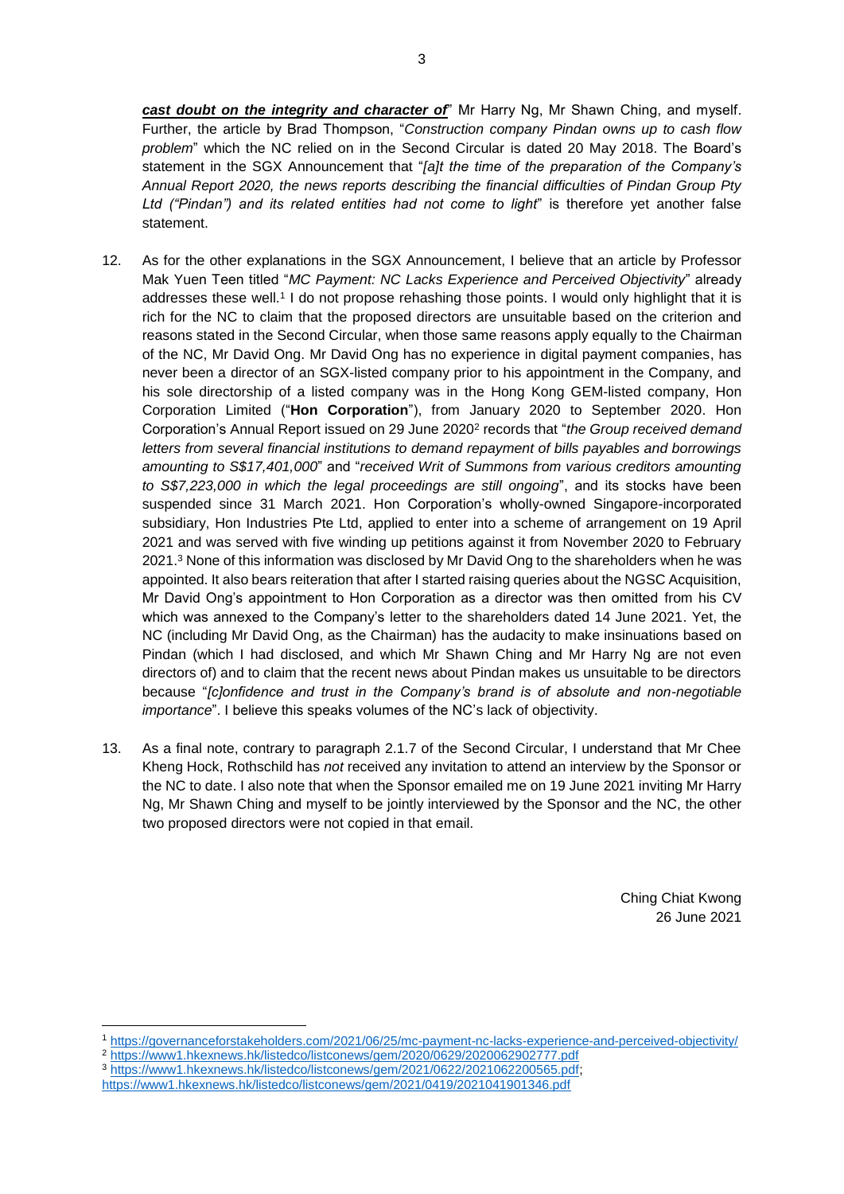***cast doubt on the integrity and character of***" Mr Harry Ng, Mr Shawn Ching, and myself. Further, the article by Brad Thompson, "*Construction company Pindan owns up to cash flow problem*" which the NC relied on in the Second Circular is dated 20 May 2018. The Board's statement in the SGX Announcement that "*[a]t the time of the preparation of the Company's Annual Report 2020, the news reports describing the financial difficulties of Pindan Group Pty Ltd ("Pindan") and its related entities had not come to light*" is therefore yet another false statement.

12. As for the other explanations in the SGX Announcement, I believe that an article by Professor Mak Yuen Teen titled "*MC Payment: NC Lacks Experience and Perceived Objectivity*" already addresses these well.[1] I do not propose rehashing those points. I would only highlight that it is rich for the NC to claim that the proposed directors are unsuitable based on the criterion and reasons stated in the Second Circular, when those same reasons apply equally to the Chairman of the NC, Mr David Ong. Mr David Ong has no experience in digital payment companies, has never been a director of an SGX-listed company prior to his appointment in the Company, and his sole directorship of a listed company was in the Hong Kong GEM-listed company, Hon Corporation Limited ("**Hon Corporation**"), from January 2020 to September 2020. Hon Corporation's Annual Report issued on 29 June 2020[2] records that "*the Group received demand letters from several financial institutions to demand repayment of bills payables and borrowings amounting to S$17,401,000*" and "*received Writ of Summons from various creditors amounting to S$7,223,000 in which the legal proceedings are still ongoing*", and its stocks have been suspended since 31 March 2021. Hon Corporation's wholly-owned Singapore-incorporated subsidiary, Hon Industries Pte Ltd, applied to enter into a scheme of arrangement on 19 April 2021 and was served with five winding up petitions against it from November 2020 to February 2021.[3] None of this information was disclosed by Mr David Ong to the shareholders when he was appointed. It also bears reiteration that after I started raising queries about the NGSC Acquisition, Mr David Ong's appointment to Hon Corporation as a director was then omitted from his CV which was annexed to the Company's letter to the shareholders dated 14 June 2021. Yet, the NC (including Mr David Ong, as the Chairman) has the audacity to make insinuations based on Pindan (which I had disclosed, and which Mr Shawn Ching and Mr Harry Ng are not even directors of) and to claim that the recent news about Pindan makes us unsuitable to be directors because "*[c]onfidence and trust in the Company's brand is of absolute and non-negotiable importance*". I believe this speaks volumes of the NC's lack of objectivity.

13. As a final note, contrary to paragraph 2.1.7 of the Second Circular, I understand that Mr Chee Kheng Hock, Rothschild has *not* received any invitation to attend an interview by the Sponsor or the NC to date. I also note that when the Sponsor emailed me on 19 June 2021 inviting Mr Harry Ng, Mr Shawn Ching and myself to be jointly interviewed by the Sponsor and the NC, the other two proposed directors were not copied in that email.

Ching Chiat Kwong
26 June 2021

---

[1] https://governanceforstakeholders.com/2021/06/25/mc-payment-nc-lacks-experience-and-perceived-objectivity/

[2] https://www1.hkexnews.hk/listedco/listconews/gem/2020/0629/2020062902777.pdf

[3] https://www1.hkexnews.hk/listedco/listconews/gem/2021/0622/2021062200565.pdf; https://www1.hkexnews.hk/listedco/listconews/gem/2021/0419/2021041901346.pdf